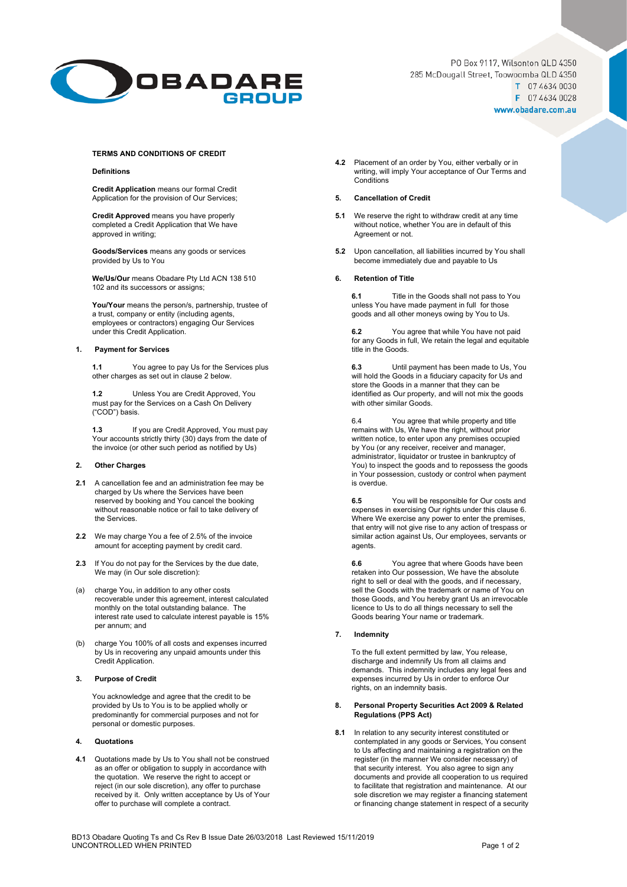PO Box 9117, Wilsonton QLD 4350
285 McDougall Street, Toowoomba QLD 4350
T 07 4634 0030
F 07 4634 0028
www.obadare.com.au

# TERMS AND CONDITIONS OF CREDIT

## Definitions

**Credit Application** means our formal Credit Application for the provision of Our Services;

**Credit Approved** means you have properly completed a Credit Application that We have approved in writing;

**Goods/Services** means any goods or services provided by Us to You

**We/Us/Our** means Obadare Pty Ltd ACN 138 510 102 and its successors or assigns;

**You/Your** means the person/s, partnership, trustee of a trust, company or entity (including agents, employees or contractors) engaging Our Services under this Credit Application.

## 1. Payment for Services

**1.1** You agree to pay Us for the Services plus other charges as set out in clause 2 below.

**1.2** Unless You are Credit Approved, You must pay for the Services on a Cash On Delivery ("COD") basis.

**1.3** If you are Credit Approved, You must pay Your accounts strictly thirty (30) days from the date of the invoice (or other such period as notified by Us)

## 2. Other Charges

**2.1** A cancellation fee and an administration fee may be charged by Us where the Services have been reserved by booking and You cancel the booking without reasonable notice or fail to take delivery of the Services.

**2.2** We may charge You a fee of 2.5% of the invoice amount for accepting payment by credit card.

**2.3** If You do not pay for the Services by the due date, We may (in Our sole discretion):

(a) charge You, in addition to any other costs recoverable under this agreement, interest calculated monthly on the total outstanding balance. The interest rate used to calculate interest payable is 15% per annum; and

(b) charge You 100% of all costs and expenses incurred by Us in recovering any unpaid amounts under this Credit Application.

## 3. Purpose of Credit

You acknowledge and agree that the credit to be provided by Us to You is to be applied wholly or predominantly for commercial purposes and not for personal or domestic purposes.

## 4. Quotations

**4.1** Quotations made by Us to You shall not be construed as an offer or obligation to supply in accordance with the quotation. We reserve the right to accept or reject (in our sole discretion), any offer to purchase received by it. Only written acceptance by Us of Your offer to purchase will complete a contract.

**4.2** Placement of an order by You, either verbally or in writing, will imply Your acceptance of Our Terms and Conditions

## 5. Cancellation of Credit

**5.1** We reserve the right to withdraw credit at any time without notice, whether You are in default of this Agreement or not.

**5.2** Upon cancellation, all liabilities incurred by You shall become immediately due and payable to Us

## 6. Retention of Title

**6.1** Title in the Goods shall not pass to You unless You have made payment in full for those goods and all other moneys owing by You to Us.

**6.2** You agree that while You have not paid for any Goods in full, We retain the legal and equitable title in the Goods.

**6.3** Until payment has been made to Us, You will hold the Goods in a fiduciary capacity for Us and store the Goods in a manner that they can be identified as Our property, and will not mix the goods with other similar Goods.

6.4 You agree that while property and title remains with Us, We have the right, without prior written notice, to enter upon any premises occupied by You (or any receiver, receiver and manager, administrator, liquidator or trustee in bankruptcy of You) to inspect the goods and to repossess the goods in Your possession, custody or control when payment is overdue.

**6.5** You will be responsible for Our costs and expenses in exercising Our rights under this clause 6. Where We exercise any power to enter the premises, that entry will not give rise to any action of trespass or similar action against Us, Our employees, servants or agents.

**6.6** You agree that where Goods have been retaken into Our possession, We have the absolute right to sell or deal with the goods, and if necessary, sell the Goods with the trademark or name of You on those Goods, and You hereby grant Us an irrevocable licence to Us to do all things necessary to sell the Goods bearing Your name or trademark.

## 7. Indemnity

To the full extent permitted by law, You release, discharge and indemnify Us from all claims and demands. This indemnity includes any legal fees and expenses incurred by Us in order to enforce Our rights, on an indemnity basis.

## 8. Personal Property Securities Act 2009 & Related Regulations (PPS Act)

**8.1** In relation to any security interest constituted or contemplated in any goods or Services, You consent to Us affecting and maintaining a registration on the register (in the manner We consider necessary) of that security interest. You also agree to sign any documents and provide all cooperation to us required to facilitate that registration and maintenance. At our sole discretion we may register a financing statement or financing change statement in respect of a security

BD13 Obadare Quoting Ts and Cs Rev B Issue Date 26/03/2018 Last Reviewed 15/11/2019
UNCONTROLLED WHEN PRINTED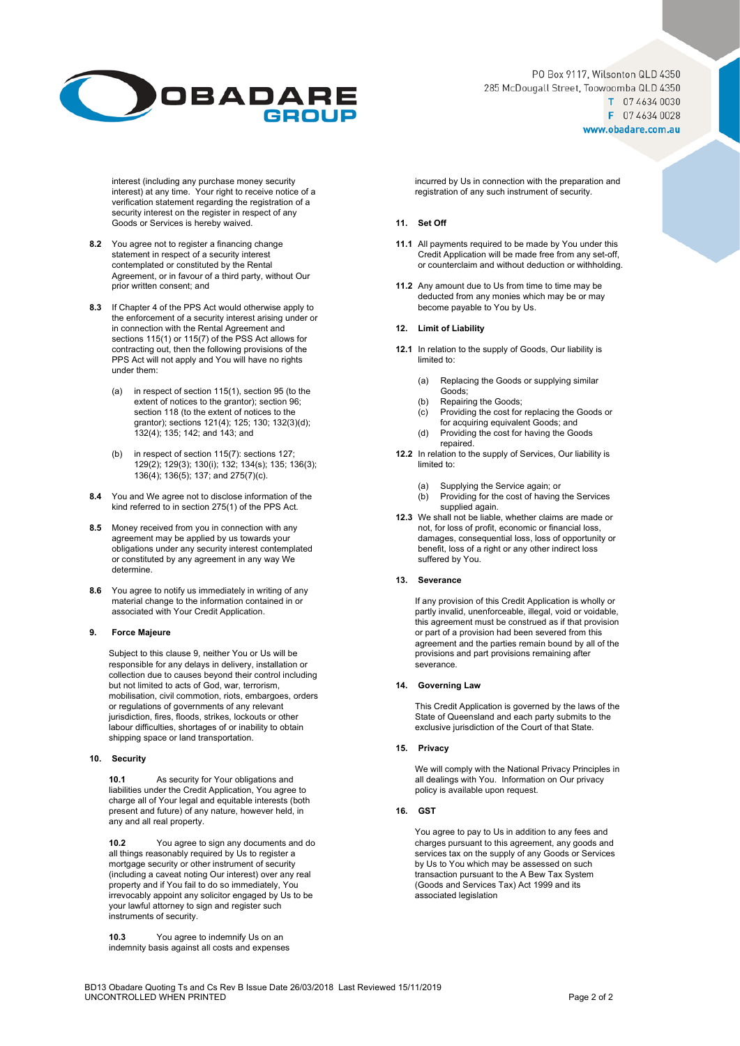PO Box 9117, Wilsonton QLD 4350
285 McDougall Street, Toowoomba QLD 4350
T 07 4634 0030
F 07 4634 0028
www.obadare.com.au

interest (including any purchase money security interest) at any time. Your right to receive notice of a verification statement regarding the registration of a security interest on the register in respect of any Goods or Services is hereby waived.

**8.2** You agree not to register a financing change statement in respect of a security interest contemplated or constituted by the Rental Agreement, or in favour of a third party, without Our prior written consent; and

**8.3** If Chapter 4 of the PPS Act would otherwise apply to the enforcement of a security interest arising under or in connection with the Rental Agreement and sections 115(1) or 115(7) of the PSS Act allows for contracting out, then the following provisions of the PPS Act will not apply and You will have no rights under them:

(a) in respect of section 115(1), section 95 (to the extent of notices to the grantor); section 96; section 118 (to the extent of notices to the grantor); sections 121(4); 125; 130; 132(3)(d); 132(4); 135; 142; and 143; and

(b) in respect of section 115(7): sections 127; 129(2); 129(3); 130(i); 132; 134(s); 135; 136(3); 136(4); 136(5); 137; and 275(7)(c).

**8.4** You and We agree not to disclose information of the kind referred to in section 275(1) of the PPS Act.

**8.5** Money received from you in connection with any agreement may be applied by us towards your obligations under any security interest contemplated or constituted by any agreement in any way We determine.

**8.6** You agree to notify us immediately in writing of any material change to the information contained in or associated with Your Credit Application.

**9. Force Majeure**

Subject to this clause 9, neither You or Us will be responsible for any delays in delivery, installation or collection due to causes beyond their control including but not limited to acts of God, war, terrorism, mobilisation, civil commotion, riots, embargoes, orders or regulations of governments of any relevant jurisdiction, fires, floods, strikes, lockouts or other labour difficulties, shortages of or inability to obtain shipping space or land transportation.

**10. Security**

**10.1** As security for Your obligations and liabilities under the Credit Application, You agree to charge all of Your legal and equitable interests (both present and future) of any nature, however held, in any and all real property.

**10.2** You agree to sign any documents and do all things reasonably required by Us to register a mortgage security or other instrument of security (including a caveat noting Our interest) over any real property and if You fail to do so immediately, You irrevocably appoint any solicitor engaged by Us to be your lawful attorney to sign and register such instruments of security.

**10.3** You agree to indemnify Us on an indemnity basis against all costs and expenses incurred by Us in connection with the preparation and registration of any such instrument of security.

**11. Set Off**

**11.1** All payments required to be made by You under this Credit Application will be made free from any set-off, or counterclaim and without deduction or withholding.

**11.2** Any amount due to Us from time to time may be deducted from any monies which may be or may become payable to You by Us.

**12. Limit of Liability**

**12.1** In relation to the supply of Goods, Our liability is limited to:

(a) Replacing the Goods or supplying similar Goods;
(b) Repairing the Goods;
(c) Providing the cost for replacing the Goods or for acquiring equivalent Goods; and
(d) Providing the cost for having the Goods repaired.

**12.2** In relation to the supply of Services, Our liability is limited to:

(a) Supplying the Service again; or
(b) Providing for the cost of having the Services supplied again.

**12.3** We shall not be liable, whether claims are made or not, for loss of profit, economic or financial loss, damages, consequential loss, loss of opportunity or benefit, loss of a right or any other indirect loss suffered by You.

**13. Severance**

If any provision of this Credit Application is wholly or partly invalid, unenforceable, illegal, void or voidable, this agreement must be construed as if that provision or part of a provision had been severed from this agreement and the parties remain bound by all of the provisions and part provisions remaining after severance.

**14. Governing Law**

This Credit Application is governed by the laws of the State of Queensland and each party submits to the exclusive jurisdiction of the Court of that State.

**15. Privacy**

We will comply with the National Privacy Principles in all dealings with You. Information on Our privacy policy is available upon request.

**16. GST**

You agree to pay to Us in addition to any fees and charges pursuant to this agreement, any goods and services tax on the supply of any Goods or Services by Us to You which may be assessed on such transaction pursuant to the A Bew Tax System (Goods and Services Tax) Act 1999 and its associated legislation

BD13 Obadare Quoting Ts and Cs Rev B Issue Date 26/03/2018 Last Reviewed 15/11/2019
UNCONTROLLED WHEN PRINTED